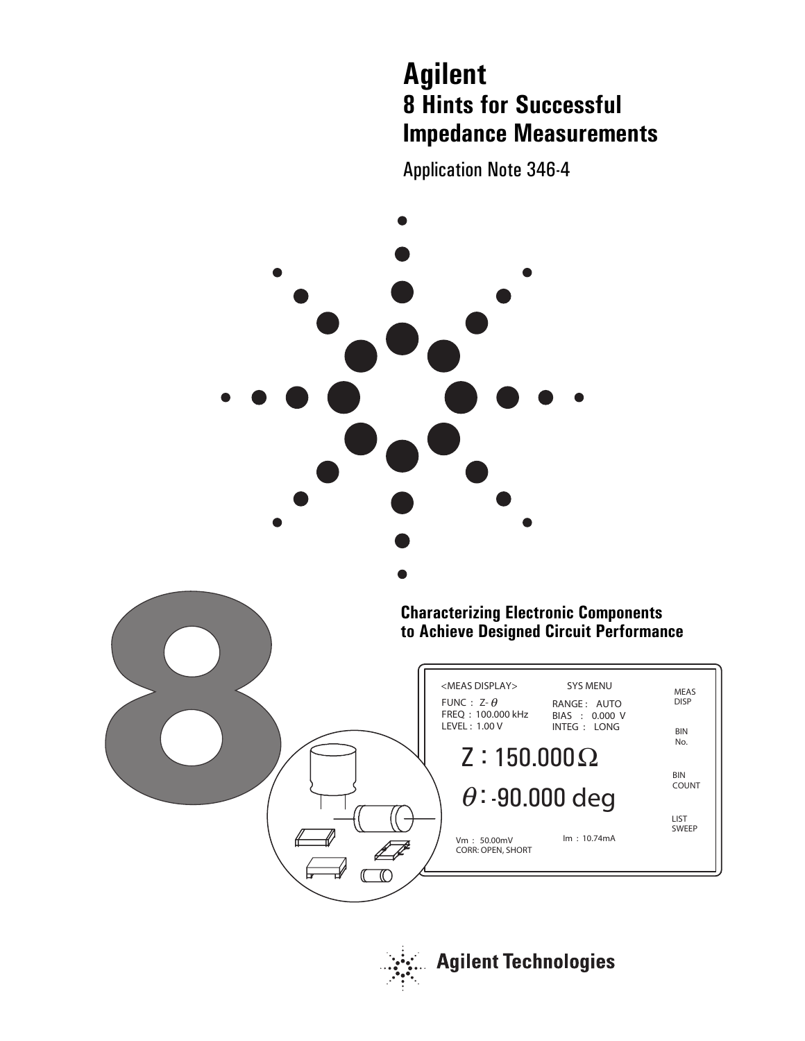# Agilent
## 8 Hints for Successful Impedance Measurements

Application Note 346-4

### Characterizing Electronic Components to Achieve Designed Circuit Performance

Agilent Technologies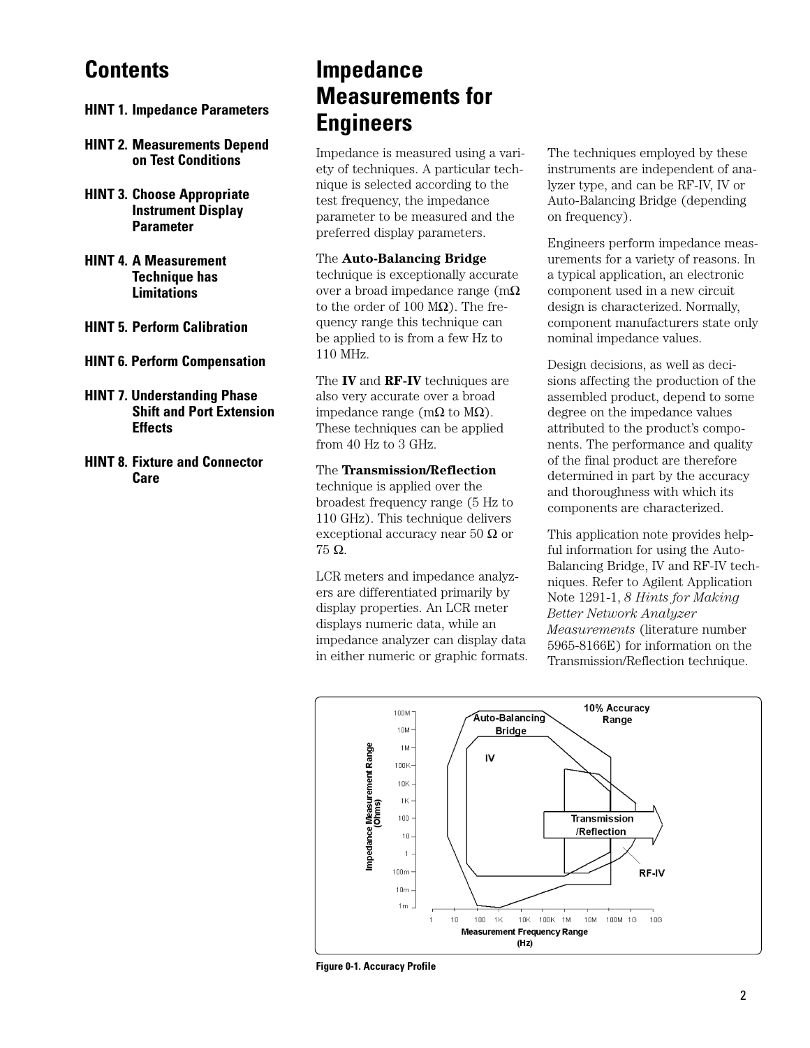## Contents

**HINT 1. Impedance Parameters**

**HINT 2. Measurements Depend on Test Conditions**

**HINT 3. Choose Appropriate Instrument Display Parameter**

**HINT 4. A Measurement Technique has Limitations**

**HINT 5. Perform Calibration**

**HINT 6. Perform Compensation**

**HINT 7. Understanding Phase Shift and Port Extension Effects**

**HINT 8. Fixture and Connector Care**

# Impedance Measurements for Engineers

Impedance is measured using a variety of techniques. A particular technique is selected according to the test frequency, the impedance parameter to be measured and the preferred display parameters.

The **Auto-Balancing Bridge** technique is exceptionally accurate over a broad impedance range (mΩ to the order of 100 MΩ). The frequency range this technique can be applied to is from a few Hz to 110 MHz.

The **IV** and **RF-IV** techniques are also very accurate over a broad impedance range (mΩ to MΩ). These techniques can be applied from 40 Hz to 3 GHz.

The **Transmission/Reflection** technique is applied over the broadest frequency range (5 Hz to 110 GHz). This technique delivers exceptional accuracy near 50 Ω or 75 Ω.

LCR meters and impedance analyzers are differentiated primarily by display properties. An LCR meter displays numeric data, while an impedance analyzer can display data in either numeric or graphic formats.

The techniques employed by these instruments are independent of analyzer type, and can be RF-IV, IV or Auto-Balancing Bridge (depending on frequency).

Engineers perform impedance measurements for a variety of reasons. In a typical application, an electronic component used in a new circuit design is characterized. Normally, component manufacturers state only nominal impedance values.

Design decisions, as well as decisions affecting the production of the assembled product, depend to some degree on the impedance values attributed to the product's components. The performance and quality of the final product are therefore determined in part by the accuracy and thoroughness with which its components are characterized.

This application note provides helpful information for using the Auto-Balancing Bridge, IV and RF-IV techniques. Refer to Agilent Application Note 1291-1, *8 Hints for Making Better Network Analyzer Measurements* (literature number 5965-8166E) for information on the Transmission/Reflection technique.

**Figure 0-1. Accuracy Profile**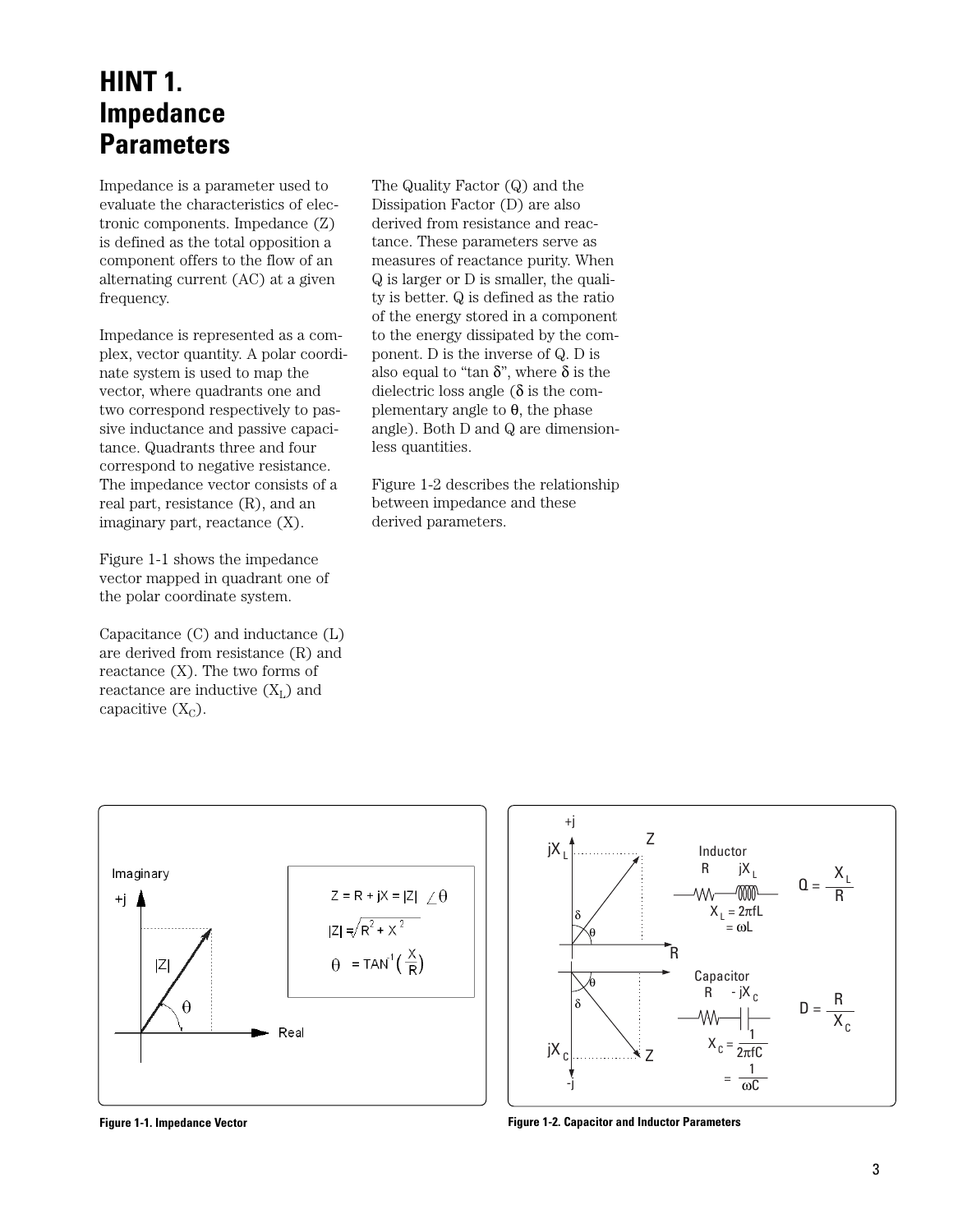# HINT 1. Impedance Parameters

Impedance is a parameter used to evaluate the characteristics of electronic components. Impedance (Z) is defined as the total opposition a component offers to the flow of an alternating current (AC) at a given frequency.

Impedance is represented as a complex, vector quantity. A polar coordinate system is used to map the vector, where quadrants one and two correspond respectively to passive inductance and passive capacitance. Quadrants three and four correspond to negative resistance. The impedance vector consists of a real part, resistance (R), and an imaginary part, reactance (X).

Figure 1-1 shows the impedance vector mapped in quadrant one of the polar coordinate system.

Capacitance (C) and inductance (L) are derived from resistance (R) and reactance (X). The two forms of reactance are inductive ($X_L$) and capacitive ($X_C$).

The Quality Factor (Q) and the Dissipation Factor (D) are also derived from resistance and reactance. These parameters serve as measures of reactance purity. When Q is larger or D is smaller, the quality is better. Q is defined as the ratio of the energy stored in a component to the energy dissipated by the component. D is the inverse of Q. D is also equal to "tan δ", where δ is the dielectric loss angle (δ is the complementary angle to θ, the phase angle). Both D and Q are dimensionless quantities.

Figure 1-2 describes the relationship between impedance and these derived parameters.

$$Z = R + jX = |Z| \angle \theta$$

$$|Z| = \sqrt{R^2 + X^2}$$

$$\theta = \tan^{-1}\left(\frac{X}{R}\right)$$

**Figure 1-1. Impedance Vector**

Inductor: $X_L = 2\pi fL = \omega L$, $\quad Q = \dfrac{X_L}{R}$

Capacitor: $X_C = \dfrac{1}{2\pi fC} = \dfrac{1}{\omega C}$, $\quad D = \dfrac{R}{X_C}$

**Figure 1-2. Capacitor and Inductor Parameters**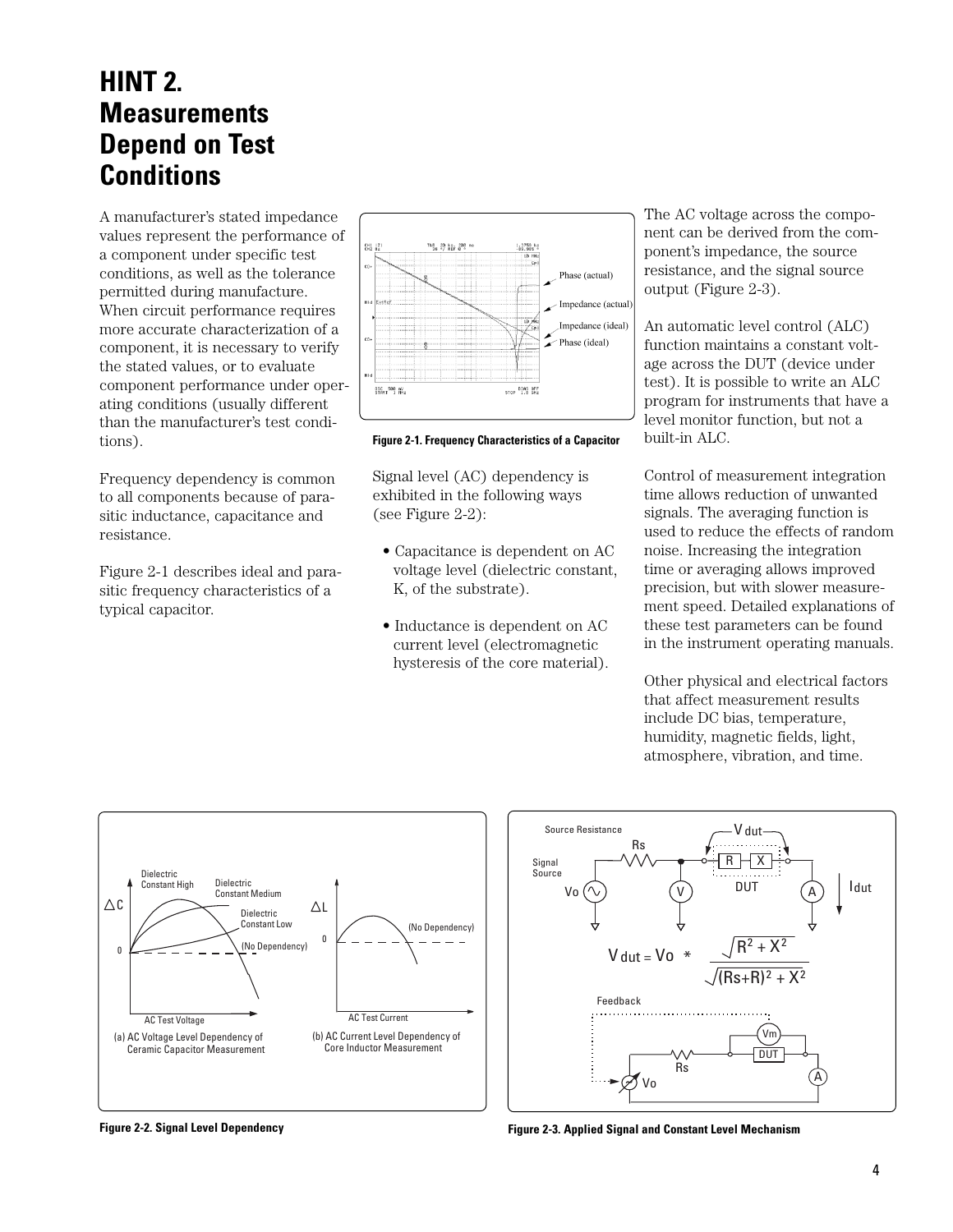# HINT 2. Measurements Depend on Test Conditions

A manufacturer's stated impedance values represent the performance of a component under specific test conditions, as well as the tolerance permitted during manufacture. When circuit performance requires more accurate characterization of a component, it is necessary to verify the stated values, or to evaluate component performance under operating conditions (usually different than the manufacturer's test conditions).

Frequency dependency is common to all components because of parasitic inductance, capacitance and resistance.

Figure 2-1 describes ideal and parasitic frequency characteristics of a typical capacitor.

**Figure 2-1. Frequency Characteristics of a Capacitor**

Signal level (AC) dependency is exhibited in the following ways (see Figure 2-2):

- Capacitance is dependent on AC voltage level (dielectric constant, K, of the substrate).
- Inductance is dependent on AC current level (electromagnetic hysteresis of the core material).

The AC voltage across the component can be derived from the component's impedance, the source resistance, and the signal source output (Figure 2-3).

An automatic level control (ALC) function maintains a constant voltage across the DUT (device under test). It is possible to write an ALC program for instruments that have a level monitor function, but not a built-in ALC.

Control of measurement integration time allows reduction of unwanted signals. The averaging function is used to reduce the effects of random noise. Increasing the integration time or averaging allows improved precision, but with slower measurement speed. Detailed explanations of these test parameters can be found in the instrument operating manuals.

Other physical and electrical factors that affect measurement results include DC bias, temperature, humidity, magnetic fields, light, atmosphere, vibration, and time.

**Figure 2-2. Signal Level Dependency**

$$V_{dut} = V_o * \frac{\sqrt{R^2 + X^2}}{\sqrt{(R_s+R)^2 + X^2}}$$

**Figure 2-3. Applied Signal and Constant Level Mechanism**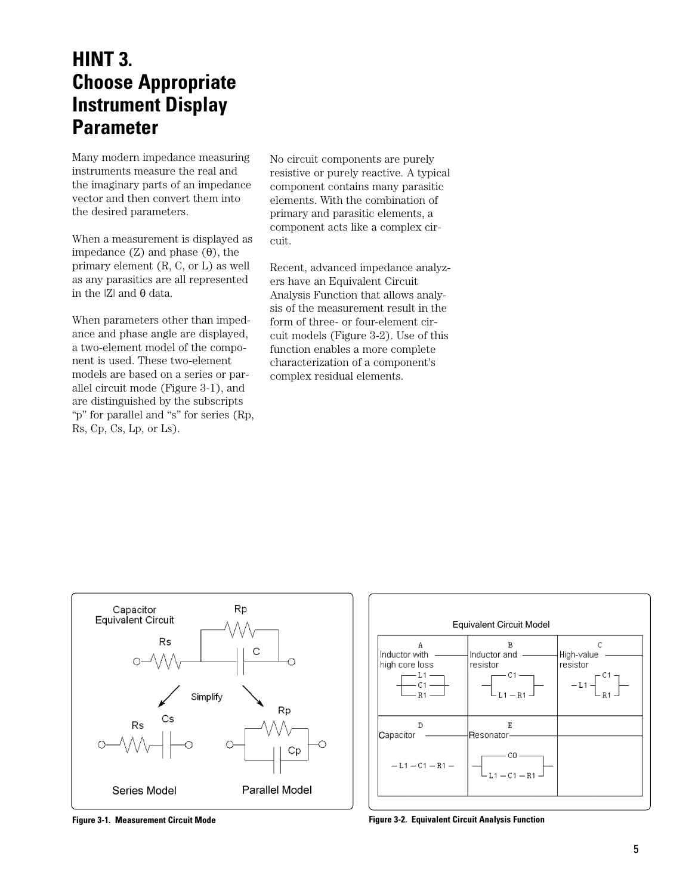# HINT 3. Choose Appropriate Instrument Display Parameter

Many modern impedance measuring instruments measure the real and the imaginary parts of an impedance vector and then convert them into the desired parameters.

When a measurement is displayed as impedance (Z) and phase (θ), the primary element (R, C, or L) as well as any parasitics are all represented in the |Z| and θ data.

When parameters other than impedance and phase angle are displayed, a two-element model of the component is used. These two-element models are based on a series or parallel circuit mode (Figure 3-1), and are distinguished by the subscripts "p" for parallel and "s" for series (Rp, Rs, Cp, Cs, Lp, or Ls).

No circuit components are purely resistive or purely reactive. A typical component contains many parasitic elements. With the combination of primary and parasitic elements, a component acts like a complex circuit.

Recent, advanced impedance analyzers have an Equivalent Circuit Analysis Function that allows analysis of the measurement result in the form of three- or four-element circuit models (Figure 3-2). Use of this function enables a more complete characterization of a component's complex residual elements.

Capacitor Equivalent Circuit — Rs, Rp, C — Simplify — Series Model (Rs, Cs) — Parallel Model (Rp, Cp)

**Figure 3-1. Measurement Circuit Mode**

Equivalent Circuit Model

| A | B | C |
|---|---|---|
| Inductor with high core loss (L1, C1, R1 in parallel) | Inductor and resistor (C1 in parallel with L1 — R1) | High-value resistor (L1 in series with C1 ∥ R1) |
| **D** | **E** | |
| Capacitor (— L1 — C1 — R1 —) | Resonator (C0 in parallel with L1 — C1 — R1) | |

**Figure 3-2. Equivalent Circuit Analysis Function**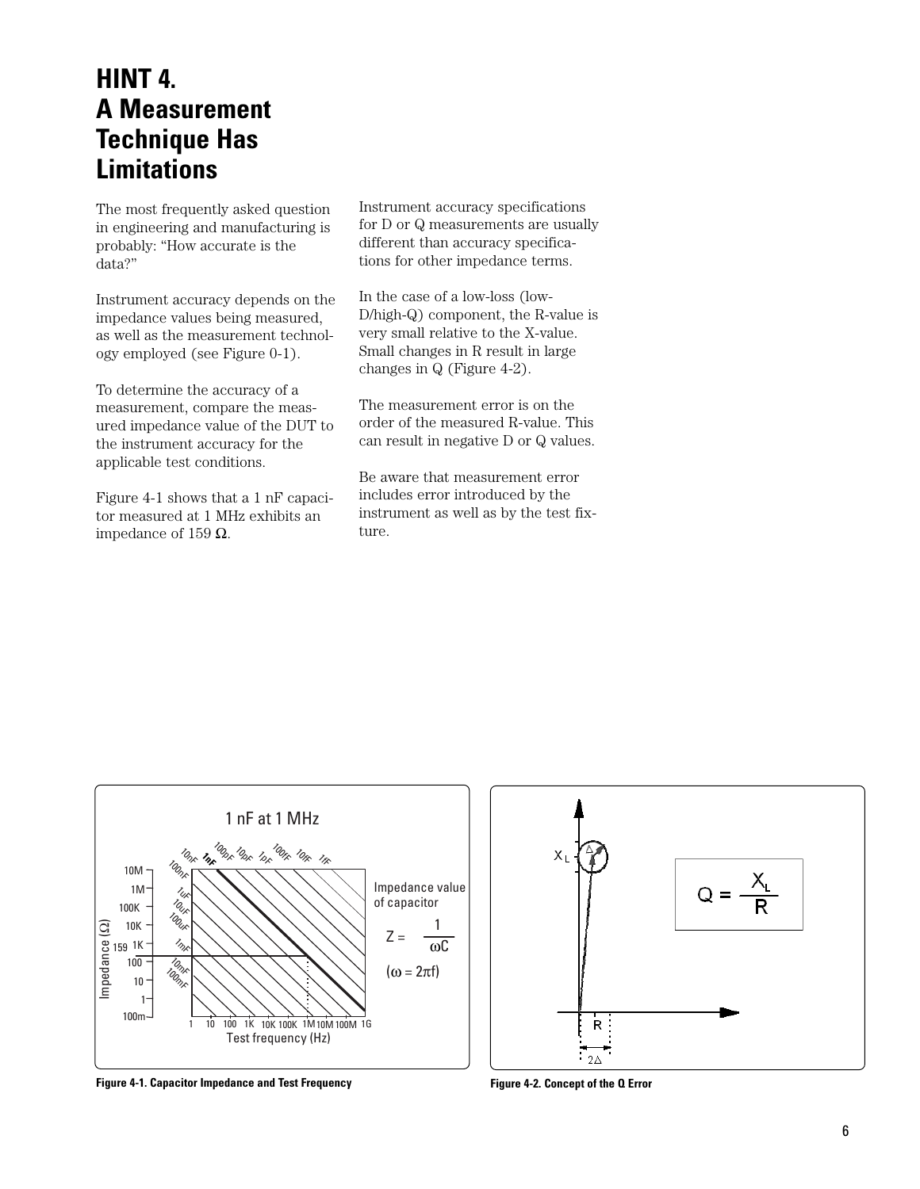# HINT 4. A Measurement Technique Has Limitations

The most frequently asked question in engineering and manufacturing is probably: "How accurate is the data?"

Instrument accuracy depends on the impedance values being measured, as well as the measurement technology employed (see Figure 0-1).

To determine the accuracy of a measurement, compare the measured impedance value of the DUT to the instrument accuracy for the applicable test conditions.

Figure 4-1 shows that a 1 nF capacitor measured at 1 MHz exhibits an impedance of 159 Ω.

Instrument accuracy specifications for D or Q measurements are usually different than accuracy specifications for other impedance terms.

In the case of a low-loss (low-D/high-Q) component, the R-value is very small relative to the X-value. Small changes in R result in large changes in Q (Figure 4-2).

The measurement error is on the order of the measured R-value. This can result in negative D or Q values.

Be aware that measurement error includes error introduced by the instrument as well as by the test fixture.

1 nF at 1 MHz

Impedance value of capacitor

$$Z = \frac{1}{\omega C}$$

$(\omega = 2\pi f)$

Figure 4-1. Capacitor Impedance and Test Frequency

$$Q = \frac{X_L}{R}$$

Figure 4-2. Concept of the Q Error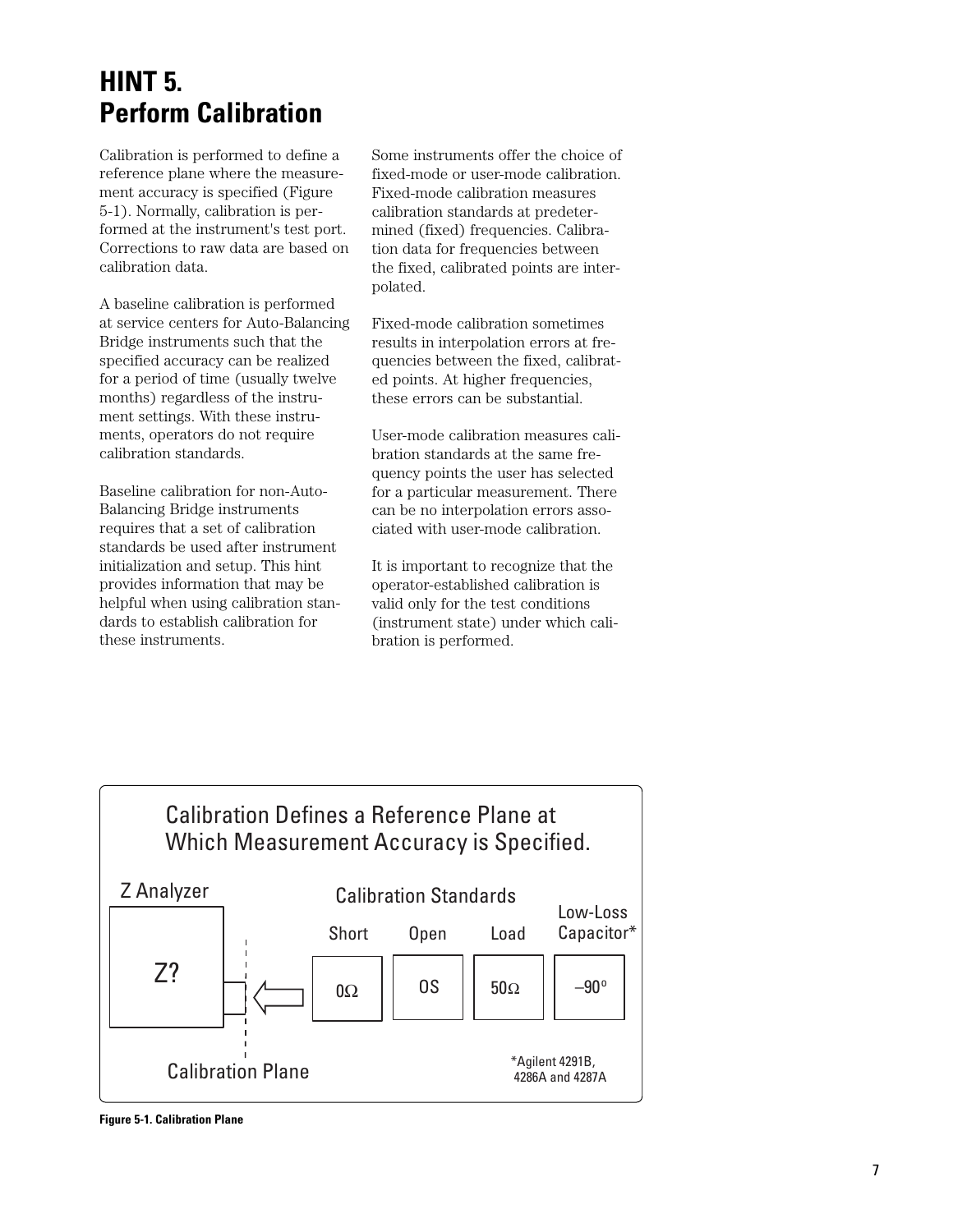# HINT 5. Perform Calibration

Calibration is performed to define a reference plane where the measurement accuracy is specified (Figure 5-1). Normally, calibration is performed at the instrument's test port. Corrections to raw data are based on calibration data.

A baseline calibration is performed at service centers for Auto-Balancing Bridge instruments such that the specified accuracy can be realized for a period of time (usually twelve months) regardless of the instrument settings. With these instruments, operators do not require calibration standards.

Baseline calibration for non-Auto-Balancing Bridge instruments requires that a set of calibration standards be used after instrument initialization and setup. This hint provides information that may be helpful when using calibration standards to establish calibration for these instruments.

Some instruments offer the choice of fixed-mode or user-mode calibration. Fixed-mode calibration measures calibration standards at predetermined (fixed) frequencies. Calibration data for frequencies between the fixed, calibrated points are interpolated.

Fixed-mode calibration sometimes results in interpolation errors at frequencies between the fixed, calibrated points. At higher frequencies, these errors can be substantial.

User-mode calibration measures calibration standards at the same frequency points the user has selected for a particular measurement. There can be no interpolation errors associated with user-mode calibration.

It is important to recognize that the operator-established calibration is valid only for the test conditions (instrument state) under which calibration is performed.

Calibration Defines a Reference Plane at Which Measurement Accuracy is Specified.

Z Analyzer — Z? — Calibration Plane

Calibration Standards: Short (0Ω), Open (0S), Load (50Ω), Low-Loss Capacitor* (–90°)

*Agilent 4291B, 4286A and 4287A

**Figure 5-1. Calibration Plane**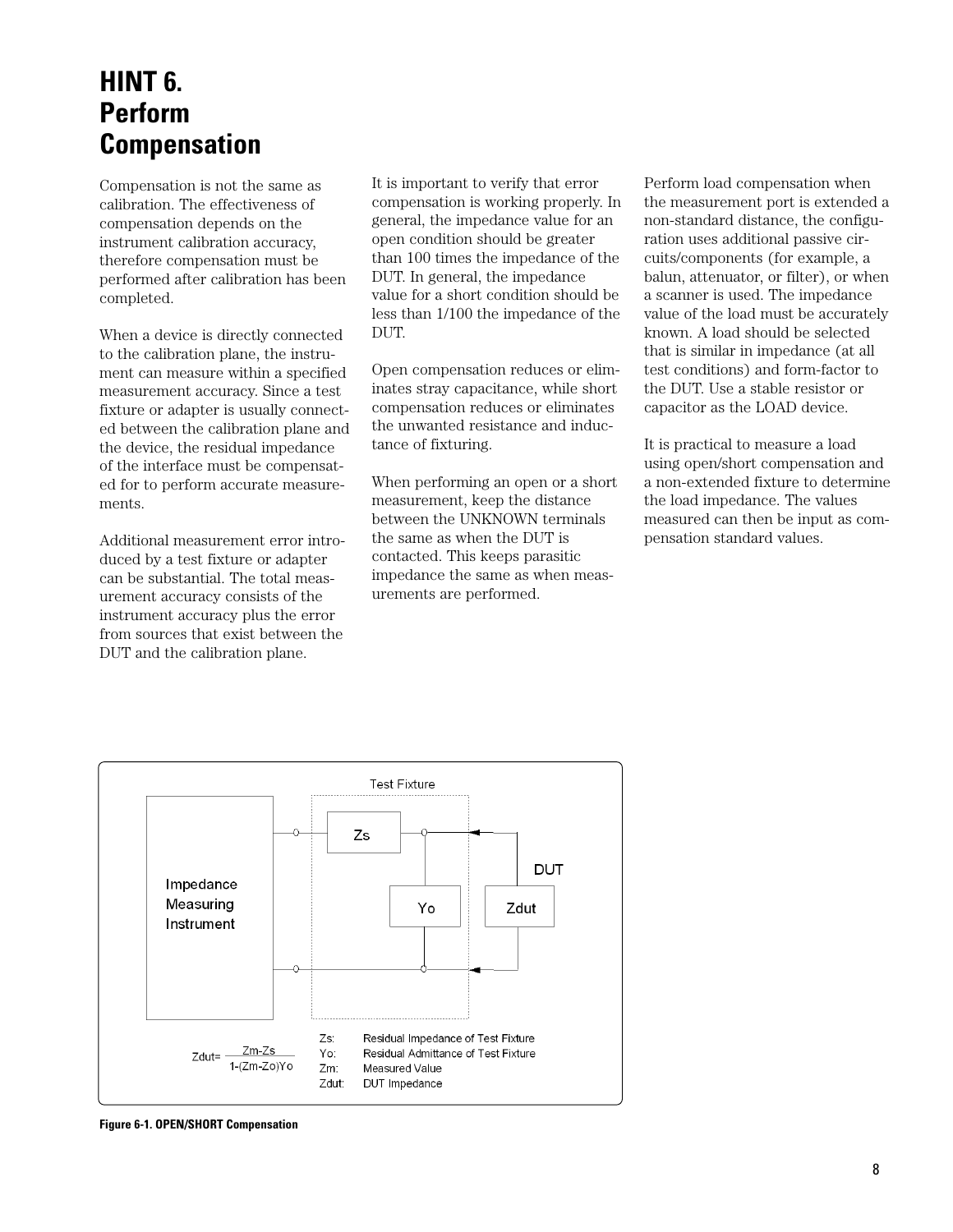# HINT 6. Perform Compensation

Compensation is not the same as calibration. The effectiveness of compensation depends on the instrument calibration accuracy, therefore compensation must be performed after calibration has been completed.

When a device is directly connected to the calibration plane, the instrument can measure within a specified measurement accuracy. Since a test fixture or adapter is usually connected between the calibration plane and the device, the residual impedance of the interface must be compensated for to perform accurate measurements.

Additional measurement error introduced by a test fixture or adapter can be substantial. The total measurement accuracy consists of the instrument accuracy plus the error from sources that exist between the DUT and the calibration plane.

It is important to verify that error compensation is working properly. In general, the impedance value for an open condition should be greater than 100 times the impedance of the DUT. In general, the impedance value for a short condition should be less than 1/100 the impedance of the DUT.

Open compensation reduces or eliminates stray capacitance, while short compensation reduces or eliminates the unwanted resistance and inductance of fixturing.

When performing an open or a short measurement, keep the distance between the UNKNOWN terminals the same as when the DUT is contacted. This keeps parasitic impedance the same as when measurements are performed.

Perform load compensation when the measurement port is extended a non-standard distance, the configuration uses additional passive circuits/components (for example, a balun, attenuator, or filter), or when a scanner is used. The impedance value of the load must be accurately known. A load should be selected that is similar in impedance (at all test conditions) and form-factor to the DUT. Use a stable resistor or capacitor as the LOAD device.

It is practical to measure a load using open/short compensation and a non-extended fixture to determine the load impedance. The values measured can then be input as compensation standard values.

Test Fixture

Impedance Measuring Instrument

$Z_s$ | $Y_o$ | $Z_{dut}$ | DUT

$$Z_{dut} = \frac{Z_m - Z_s}{1 - (Z_m - Z_o)Y_o}$$

$Z_s$: Residual Impedance of Test Fixture
$Y_o$: Residual Admittance of Test Fixture
$Z_m$: Measured Value
$Z_{dut}$: DUT Impedance

**Figure 6-1. OPEN/SHORT Compensation**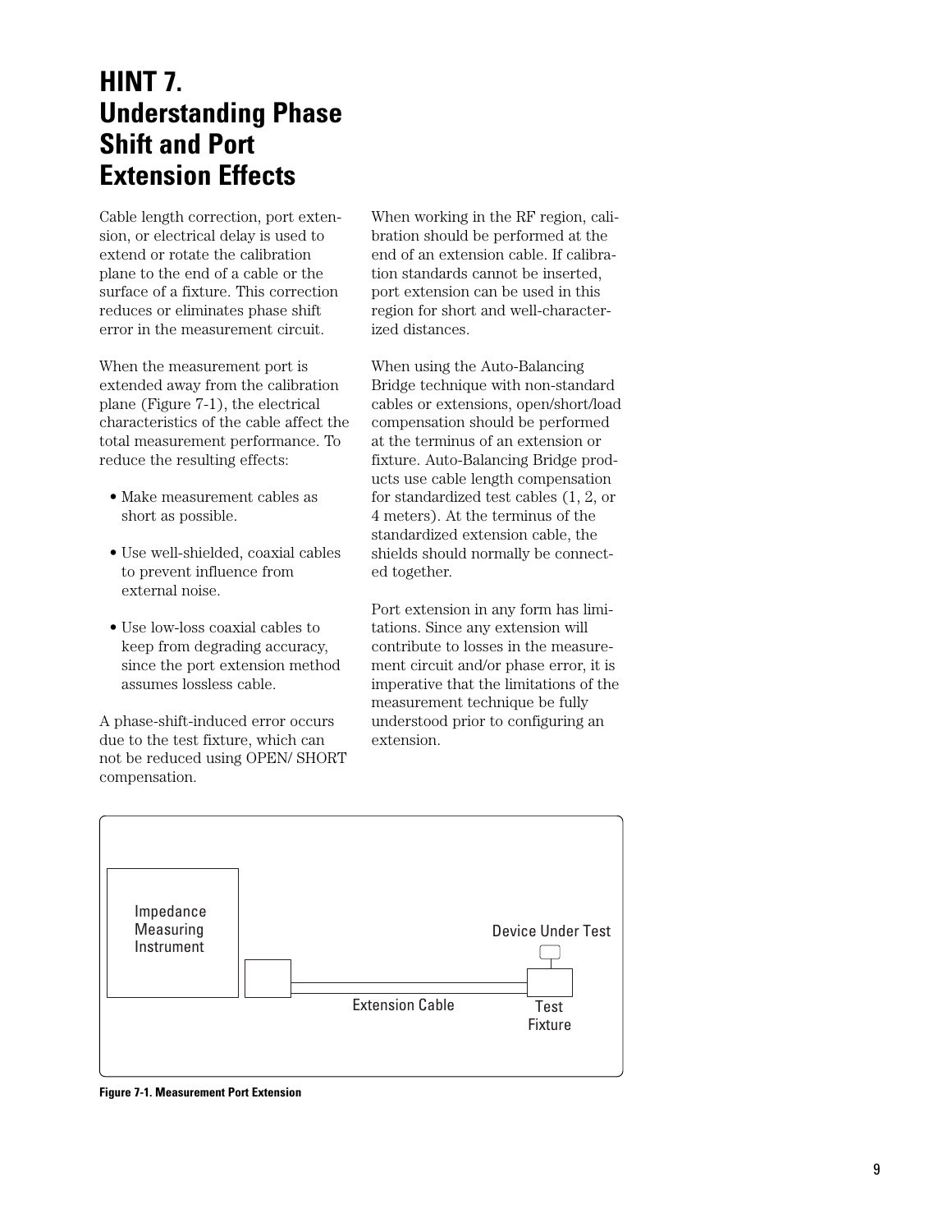# HINT 7. Understanding Phase Shift and Port Extension Effects

Cable length correction, port extension, or electrical delay is used to extend or rotate the calibration plane to the end of a cable or the surface of a fixture. This correction reduces or eliminates phase shift error in the measurement circuit.

When the measurement port is extended away from the calibration plane (Figure 7-1), the electrical characteristics of the cable affect the total measurement performance. To reduce the resulting effects:

- Make measurement cables as short as possible.
- Use well-shielded, coaxial cables to prevent influence from external noise.
- Use low-loss coaxial cables to keep from degrading accuracy, since the port extension method assumes lossless cable.

A phase-shift-induced error occurs due to the test fixture, which can not be reduced using OPEN/ SHORT compensation.

When working in the RF region, calibration should be performed at the end of an extension cable. If calibration standards cannot be inserted, port extension can be used in this region for short and well-characterized distances.

When using the Auto-Balancing Bridge technique with non-standard cables or extensions, open/short/load compensation should be performed at the terminus of an extension or fixture. Auto-Balancing Bridge products use cable length compensation for standardized test cables (1, 2, or 4 meters). At the terminus of the standardized extension cable, the shields should normally be connected together.

Port extension in any form has limitations. Since any extension will contribute to losses in the measurement circuit and/or phase error, it is imperative that the limitations of the measurement technique be fully understood prior to configuring an extension.

Impedance Measuring Instrument — Extension Cable — Test Fixture — Device Under Test

**Figure 7-1. Measurement Port Extension**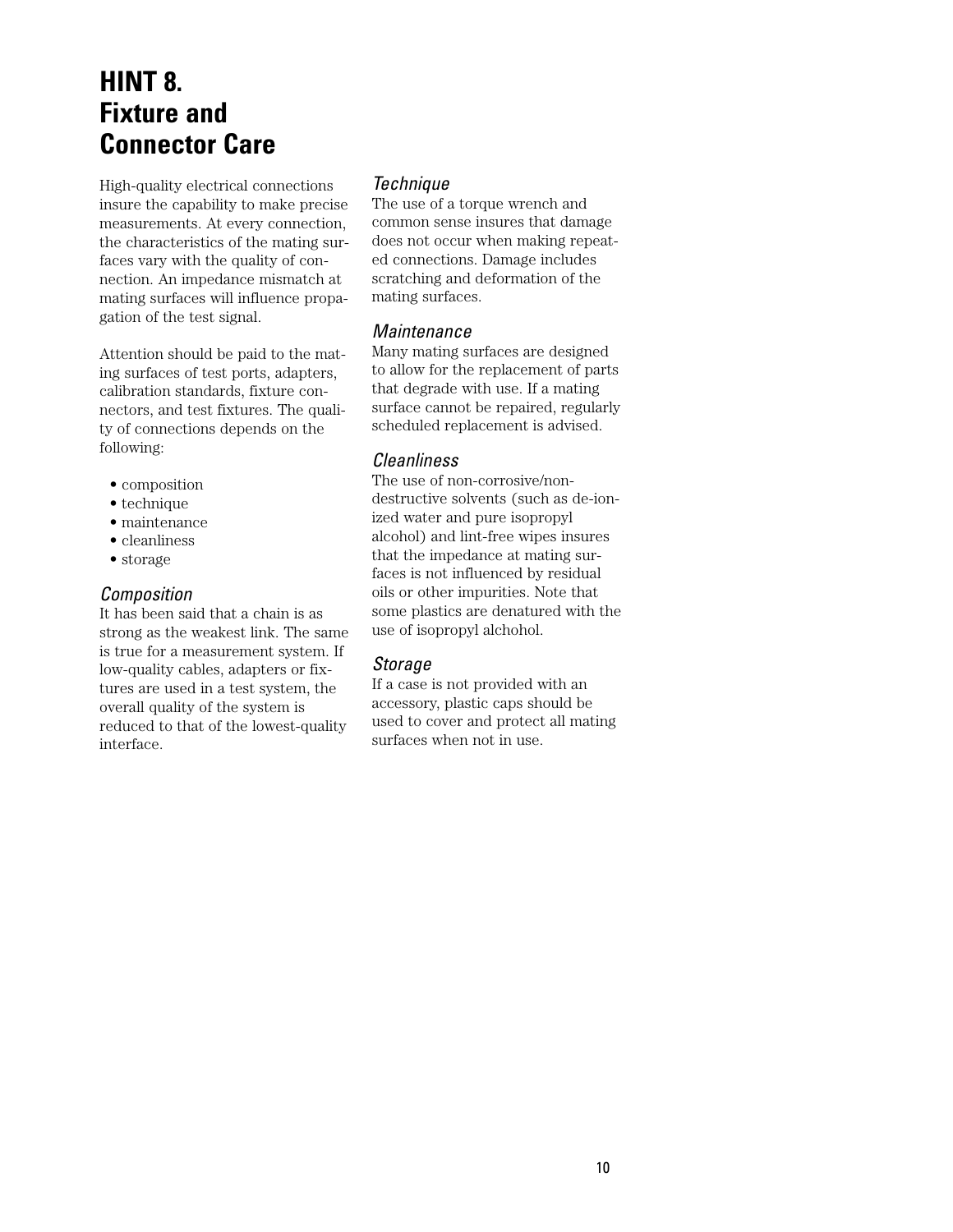# HINT 8. Fixture and Connector Care

High-quality electrical connections insure the capability to make precise measurements. At every connection, the characteristics of the mating surfaces vary with the quality of connection. An impedance mismatch at mating surfaces will influence propagation of the test signal.

Attention should be paid to the mating surfaces of test ports, adapters, calibration standards, fixture connectors, and test fixtures. The quality of connections depends on the following:

- composition
- technique
- maintenance
- cleanliness
- storage

### *Composition*

It has been said that a chain is as strong as the weakest link. The same is true for a measurement system. If low-quality cables, adapters or fixtures are used in a test system, the overall quality of the system is reduced to that of the lowest-quality interface.

### *Technique*

The use of a torque wrench and common sense insures that damage does not occur when making repeated connections. Damage includes scratching and deformation of the mating surfaces.

### *Maintenance*

Many mating surfaces are designed to allow for the replacement of parts that degrade with use. If a mating surface cannot be repaired, regularly scheduled replacement is advised.

### *Cleanliness*

The use of non-corrosive/non-destructive solvents (such as de-ionized water and pure isopropyl alcohol) and lint-free wipes insures that the impedance at mating surfaces is not influenced by residual oils or other impurities. Note that some plastics are denatured with the use of isopropyl alchohol.

### *Storage*

If a case is not provided with an accessory, plastic caps should be used to cover and protect all mating surfaces when not in use.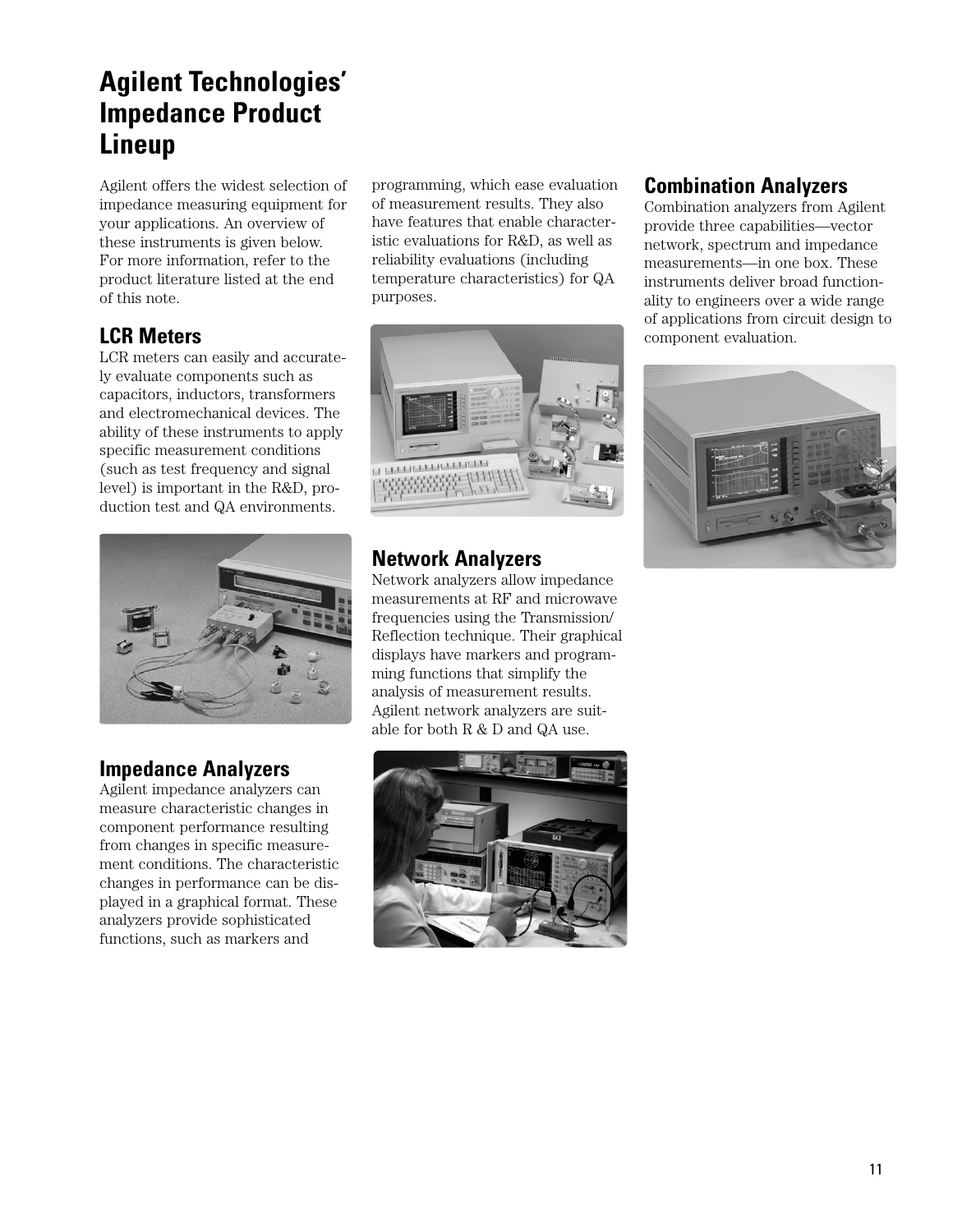# Agilent Technologies' Impedance Product Lineup

Agilent offers the widest selection of impedance measuring equipment for your applications. An overview of these instruments is given below. For more information, refer to the product literature listed at the end of this note.

## LCR Meters

LCR meters can easily and accurately evaluate components such as capacitors, inductors, transformers and electromechanical devices. The ability of these instruments to apply specific measurement conditions (such as test frequency and signal level) is important in the R&D, production test and QA environments.

## Impedance Analyzers

Agilent impedance analyzers can measure characteristic changes in component performance resulting from changes in specific measurement conditions. The characteristic changes in performance can be displayed in a graphical format. These analyzers provide sophisticated functions, such as markers and programming, which ease evaluation of measurement results. They also have features that enable characteristic evaluations for R&D, as well as reliability evaluations (including temperature characteristics) for QA purposes.

## Network Analyzers

Network analyzers allow impedance measurements at RF and microwave frequencies using the Transmission/Reflection technique. Their graphical displays have markers and programming functions that simplify the analysis of measurement results. Agilent network analyzers are suitable for both R & D and QA use.

## Combination Analyzers

Combination analyzers from Agilent provide three capabilities—vector network, spectrum and impedance measurements—in one box. These instruments deliver broad functionality to engineers over a wide range of applications from circuit design to component evaluation.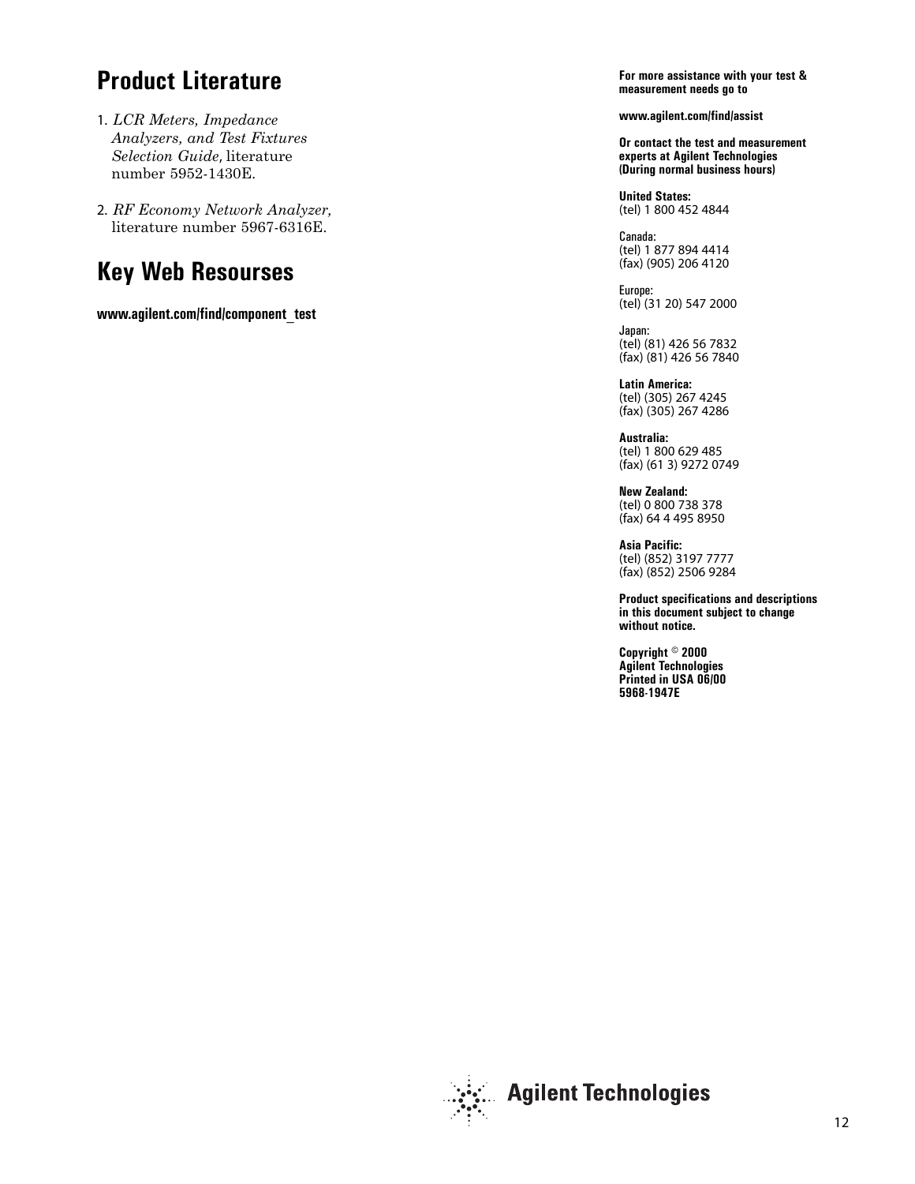## Product Literature

1. *LCR Meters, Impedance Analyzers, and Test Fixtures Selection Guide,* literature number 5952-1430E.

2. *RF Economy Network Analyzer,* literature number 5967-6316E.

## Key Web Resourses

**www.agilent.com/find/component_test**

**For more assistance with your test & measurement needs go to**

**www.agilent.com/find/assist**

**Or contact the test and measurement experts at Agilent Technologies (During normal business hours)**

**United States:**
(tel) 1 800 452 4844

Canada:
(tel) 1 877 894 4414
(fax) (905) 206 4120

Europe:
(tel) (31 20) 547 2000

Japan:
(tel) (81) 426 56 7832
(fax) (81) 426 56 7840

**Latin America:**
(tel) (305) 267 4245
(fax) (305) 267 4286

**Australia:**
(tel) 1 800 629 485
(fax) (61 3) 9272 0749

**New Zealand:**
(tel) 0 800 738 378
(fax) 64 4 495 8950

**Asia Pacific:**
(tel) (852) 3197 7777
(fax) (852) 2506 9284

**Product specifications and descriptions in this document subject to change without notice.**

**Copyright © 2000**
**Agilent Technologies**
**Printed in USA 06/00**
**5968-1947E**

**Agilent Technologies**